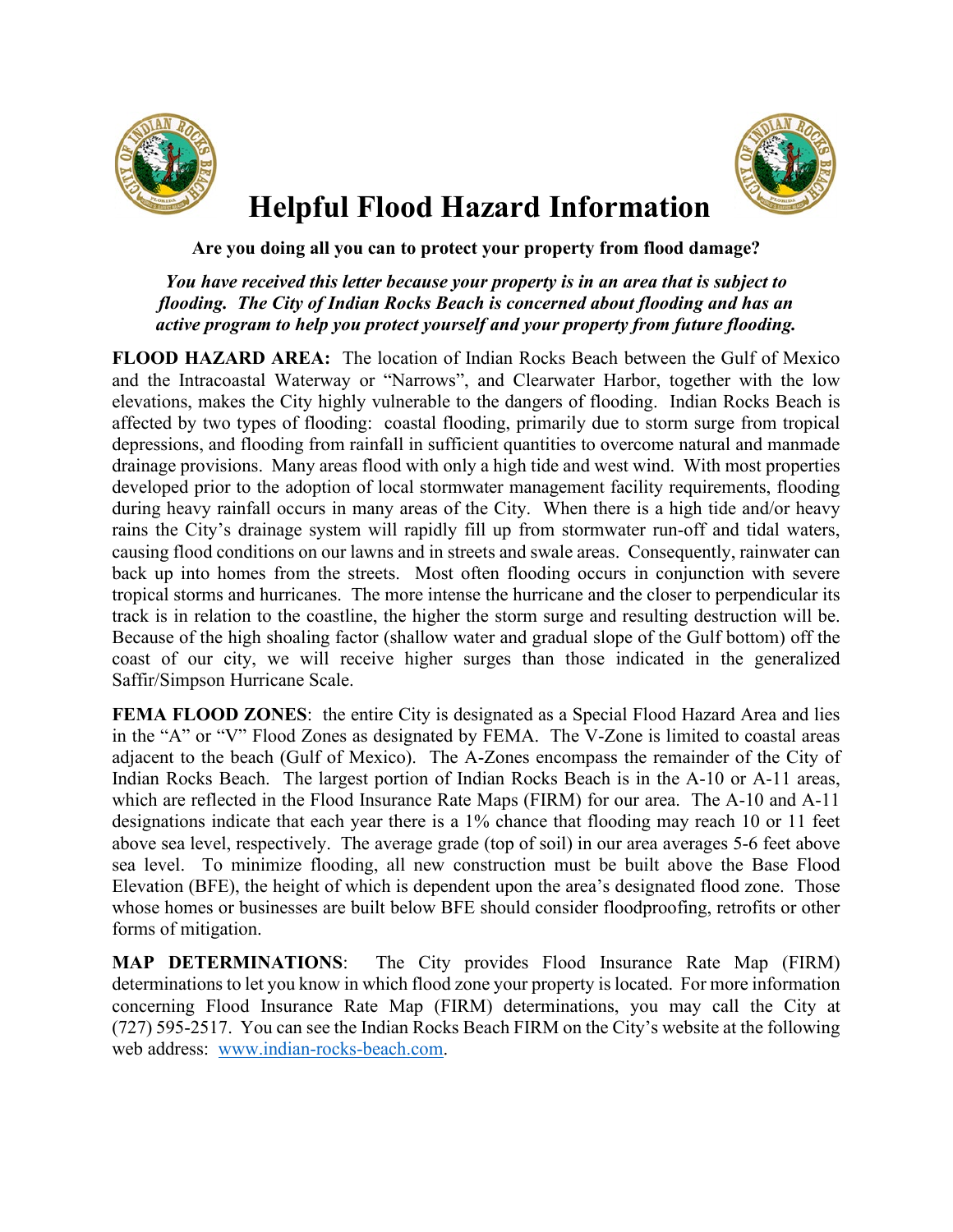# Helpful Flood Hazard Information

**Are you doing all you can to protect your property from flood damage?**

***You have received this letter because your property is in an area that is subject to flooding. The City of Indian Rocks Beach is concerned about flooding and has an active program to help you protect yourself and your property from future flooding.***

**FLOOD HAZARD AREA:** The location of Indian Rocks Beach between the Gulf of Mexico and the Intracoastal Waterway or "Narrows", and Clearwater Harbor, together with the low elevations, makes the City highly vulnerable to the dangers of flooding. Indian Rocks Beach is affected by two types of flooding: coastal flooding, primarily due to storm surge from tropical depressions, and flooding from rainfall in sufficient quantities to overcome natural and manmade drainage provisions. Many areas flood with only a high tide and west wind. With most properties developed prior to the adoption of local stormwater management facility requirements, flooding during heavy rainfall occurs in many areas of the City. When there is a high tide and/or heavy rains the City's drainage system will rapidly fill up from stormwater run-off and tidal waters, causing flood conditions on our lawns and in streets and swale areas. Consequently, rainwater can back up into homes from the streets. Most often flooding occurs in conjunction with severe tropical storms and hurricanes. The more intense the hurricane and the closer to perpendicular its track is in relation to the coastline, the higher the storm surge and resulting destruction will be. Because of the high shoaling factor (shallow water and gradual slope of the Gulf bottom) off the coast of our city, we will receive higher surges than those indicated in the generalized Saffir/Simpson Hurricane Scale.

**FEMA FLOOD ZONES**: the entire City is designated as a Special Flood Hazard Area and lies in the "A" or "V" Flood Zones as designated by FEMA. The V-Zone is limited to coastal areas adjacent to the beach (Gulf of Mexico). The A-Zones encompass the remainder of the City of Indian Rocks Beach. The largest portion of Indian Rocks Beach is in the A-10 or A-11 areas, which are reflected in the Flood Insurance Rate Maps (FIRM) for our area. The A-10 and A-11 designations indicate that each year there is a 1% chance that flooding may reach 10 or 11 feet above sea level, respectively. The average grade (top of soil) in our area averages 5-6 feet above sea level. To minimize flooding, all new construction must be built above the Base Flood Elevation (BFE), the height of which is dependent upon the area's designated flood zone. Those whose homes or businesses are built below BFE should consider floodproofing, retrofits or other forms of mitigation.

**MAP DETERMINATIONS**: The City provides Flood Insurance Rate Map (FIRM) determinations to let you know in which flood zone your property is located. For more information concerning Flood Insurance Rate Map (FIRM) determinations, you may call the City at (727) 595-2517. You can see the Indian Rocks Beach FIRM on the City's website at the following web address: [www.indian-rocks-beach.com](http://www.indian-rocks-beach.com).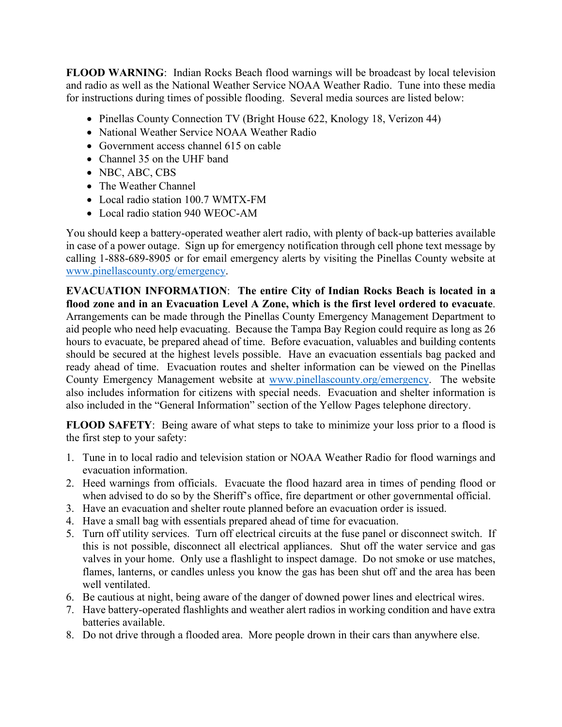**FLOOD WARNING**: Indian Rocks Beach flood warnings will be broadcast by local television and radio as well as the National Weather Service NOAA Weather Radio. Tune into these media for instructions during times of possible flooding. Several media sources are listed below:

- Pinellas County Connection TV (Bright House 622, Knology 18, Verizon 44)
- National Weather Service NOAA Weather Radio
- Government access channel 615 on cable
- Channel 35 on the UHF band
- NBC, ABC, CBS
- The Weather Channel
- Local radio station 100.7 WMTX-FM
- Local radio station 940 WEOC-AM

You should keep a battery-operated weather alert radio, with plenty of back-up batteries available in case of a power outage. Sign up for emergency notification through cell phone text message by calling 1-888-689-8905 or for email emergency alerts by visiting the Pinellas County website at [www.pinellascounty.org/emergency](www.pinellascounty.org/emergency).

**EVACUATION INFORMATION**: **The entire City of Indian Rocks Beach is located in a flood zone and in an Evacuation Level A Zone, which is the first level ordered to evacuate**. Arrangements can be made through the Pinellas County Emergency Management Department to aid people who need help evacuating. Because the Tampa Bay Region could require as long as 26 hours to evacuate, be prepared ahead of time. Before evacuation, valuables and building contents should be secured at the highest levels possible. Have an evacuation essentials bag packed and ready ahead of time. Evacuation routes and shelter information can be viewed on the Pinellas County Emergency Management website at [www.pinellascounty.org/emergency](www.pinellascounty.org/emergency). The website also includes information for citizens with special needs. Evacuation and shelter information is also included in the "General Information" section of the Yellow Pages telephone directory.

**FLOOD SAFETY**: Being aware of what steps to take to minimize your loss prior to a flood is the first step to your safety:

1. Tune in to local radio and television station or NOAA Weather Radio for flood warnings and evacuation information.
2. Heed warnings from officials. Evacuate the flood hazard area in times of pending flood or when advised to do so by the Sheriff's office, fire department or other governmental official.
3. Have an evacuation and shelter route planned before an evacuation order is issued.
4. Have a small bag with essentials prepared ahead of time for evacuation.
5. Turn off utility services. Turn off electrical circuits at the fuse panel or disconnect switch. If this is not possible, disconnect all electrical appliances. Shut off the water service and gas valves in your home. Only use a flashlight to inspect damage. Do not smoke or use matches, flames, lanterns, or candles unless you know the gas has been shut off and the area has been well ventilated.
6. Be cautious at night, being aware of the danger of downed power lines and electrical wires.
7. Have battery-operated flashlights and weather alert radios in working condition and have extra batteries available.
8. Do not drive through a flooded area. More people drown in their cars than anywhere else.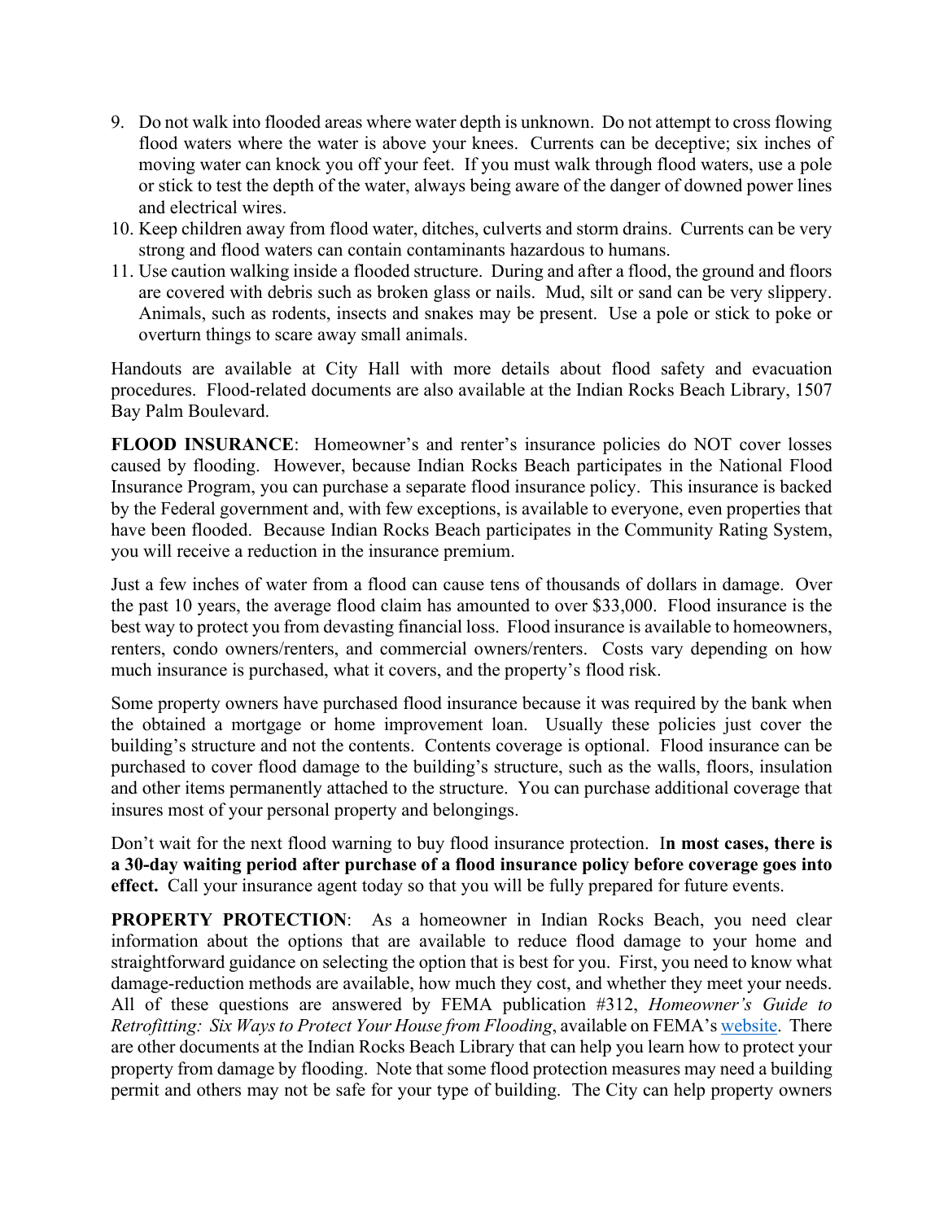9. Do not walk into flooded areas where water depth is unknown. Do not attempt to cross flowing flood waters where the water is above your knees. Currents can be deceptive; six inches of moving water can knock you off your feet. If you must walk through flood waters, use a pole or stick to test the depth of the water, always being aware of the danger of downed power lines and electrical wires.
10. Keep children away from flood water, ditches, culverts and storm drains. Currents can be very strong and flood waters can contain contaminants hazardous to humans.
11. Use caution walking inside a flooded structure. During and after a flood, the ground and floors are covered with debris such as broken glass or nails. Mud, silt or sand can be very slippery. Animals, such as rodents, insects and snakes may be present. Use a pole or stick to poke or overturn things to scare away small animals.

Handouts are available at City Hall with more details about flood safety and evacuation procedures. Flood-related documents are also available at the Indian Rocks Beach Library, 1507 Bay Palm Boulevard.

**FLOOD INSURANCE**: Homeowner's and renter's insurance policies do NOT cover losses caused by flooding. However, because Indian Rocks Beach participates in the National Flood Insurance Program, you can purchase a separate flood insurance policy. This insurance is backed by the Federal government and, with few exceptions, is available to everyone, even properties that have been flooded. Because Indian Rocks Beach participates in the Community Rating System, you will receive a reduction in the insurance premium.

Just a few inches of water from a flood can cause tens of thousands of dollars in damage. Over the past 10 years, the average flood claim has amounted to over $33,000. Flood insurance is the best way to protect you from devasting financial loss. Flood insurance is available to homeowners, renters, condo owners/renters, and commercial owners/renters. Costs vary depending on how much insurance is purchased, what it covers, and the property's flood risk.

Some property owners have purchased flood insurance because it was required by the bank when the obtained a mortgage or home improvement loan. Usually these policies just cover the building's structure and not the contents. Contents coverage is optional. Flood insurance can be purchased to cover flood damage to the building's structure, such as the walls, floors, insulation and other items permanently attached to the structure. You can purchase additional coverage that insures most of your personal property and belongings.

Don't wait for the next flood warning to buy flood insurance protection. I**n most cases, there is a 30-day waiting period after purchase of a flood insurance policy before coverage goes into effect.** Call your insurance agent today so that you will be fully prepared for future events.

**PROPERTY PROTECTION**: As a homeowner in Indian Rocks Beach, you need clear information about the options that are available to reduce flood damage to your home and straightforward guidance on selecting the option that is best for you. First, you need to know what damage-reduction methods are available, how much they cost, and whether they meet your needs. All of these questions are answered by FEMA publication #312, *Homeowner's Guide to Retrofitting: Six Ways to Protect Your House from Flooding*, available on FEMA's website. There are other documents at the Indian Rocks Beach Library that can help you learn how to protect your property from damage by flooding. Note that some flood protection measures may need a building permit and others may not be safe for your type of building. The City can help property owners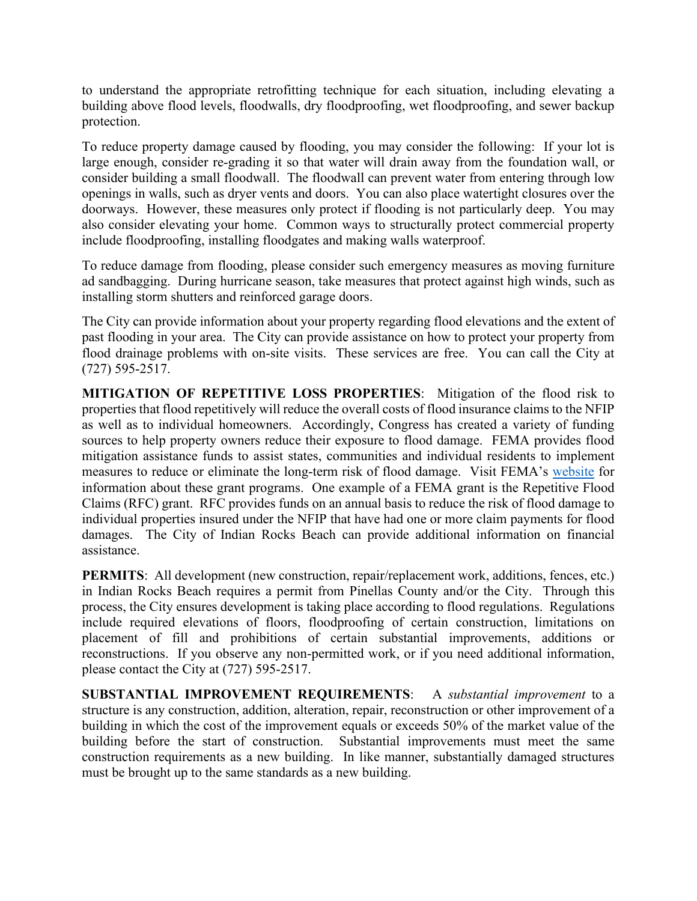to understand the appropriate retrofitting technique for each situation, including elevating a building above flood levels, floodwalls, dry floodproofing, wet floodproofing, and sewer backup protection.

To reduce property damage caused by flooding, you may consider the following: If your lot is large enough, consider re-grading it so that water will drain away from the foundation wall, or consider building a small floodwall. The floodwall can prevent water from entering through low openings in walls, such as dryer vents and doors. You can also place watertight closures over the doorways. However, these measures only protect if flooding is not particularly deep. You may also consider elevating your home. Common ways to structurally protect commercial property include floodproofing, installing floodgates and making walls waterproof.

To reduce damage from flooding, please consider such emergency measures as moving furniture ad sandbagging. During hurricane season, take measures that protect against high winds, such as installing storm shutters and reinforced garage doors.

The City can provide information about your property regarding flood elevations and the extent of past flooding in your area. The City can provide assistance on how to protect your property from flood drainage problems with on-site visits. These services are free. You can call the City at (727) 595-2517.

**MITIGATION OF REPETITIVE LOSS PROPERTIES**: Mitigation of the flood risk to properties that flood repetitively will reduce the overall costs of flood insurance claims to the NFIP as well as to individual homeowners. Accordingly, Congress has created a variety of funding sources to help property owners reduce their exposure to flood damage. FEMA provides flood mitigation assistance funds to assist states, communities and individual residents to implement measures to reduce or eliminate the long-term risk of flood damage. Visit FEMA's website for information about these grant programs. One example of a FEMA grant is the Repetitive Flood Claims (RFC) grant. RFC provides funds on an annual basis to reduce the risk of flood damage to individual properties insured under the NFIP that have had one or more claim payments for flood damages. The City of Indian Rocks Beach can provide additional information on financial assistance.

**PERMITS**: All development (new construction, repair/replacement work, additions, fences, etc.) in Indian Rocks Beach requires a permit from Pinellas County and/or the City. Through this process, the City ensures development is taking place according to flood regulations. Regulations include required elevations of floors, floodproofing of certain construction, limitations on placement of fill and prohibitions of certain substantial improvements, additions or reconstructions. If you observe any non-permitted work, or if you need additional information, please contact the City at (727) 595-2517.

**SUBSTANTIAL IMPROVEMENT REQUIREMENTS**: A *substantial improvement* to a structure is any construction, addition, alteration, repair, reconstruction or other improvement of a building in which the cost of the improvement equals or exceeds 50% of the market value of the building before the start of construction. Substantial improvements must meet the same construction requirements as a new building. In like manner, substantially damaged structures must be brought up to the same standards as a new building.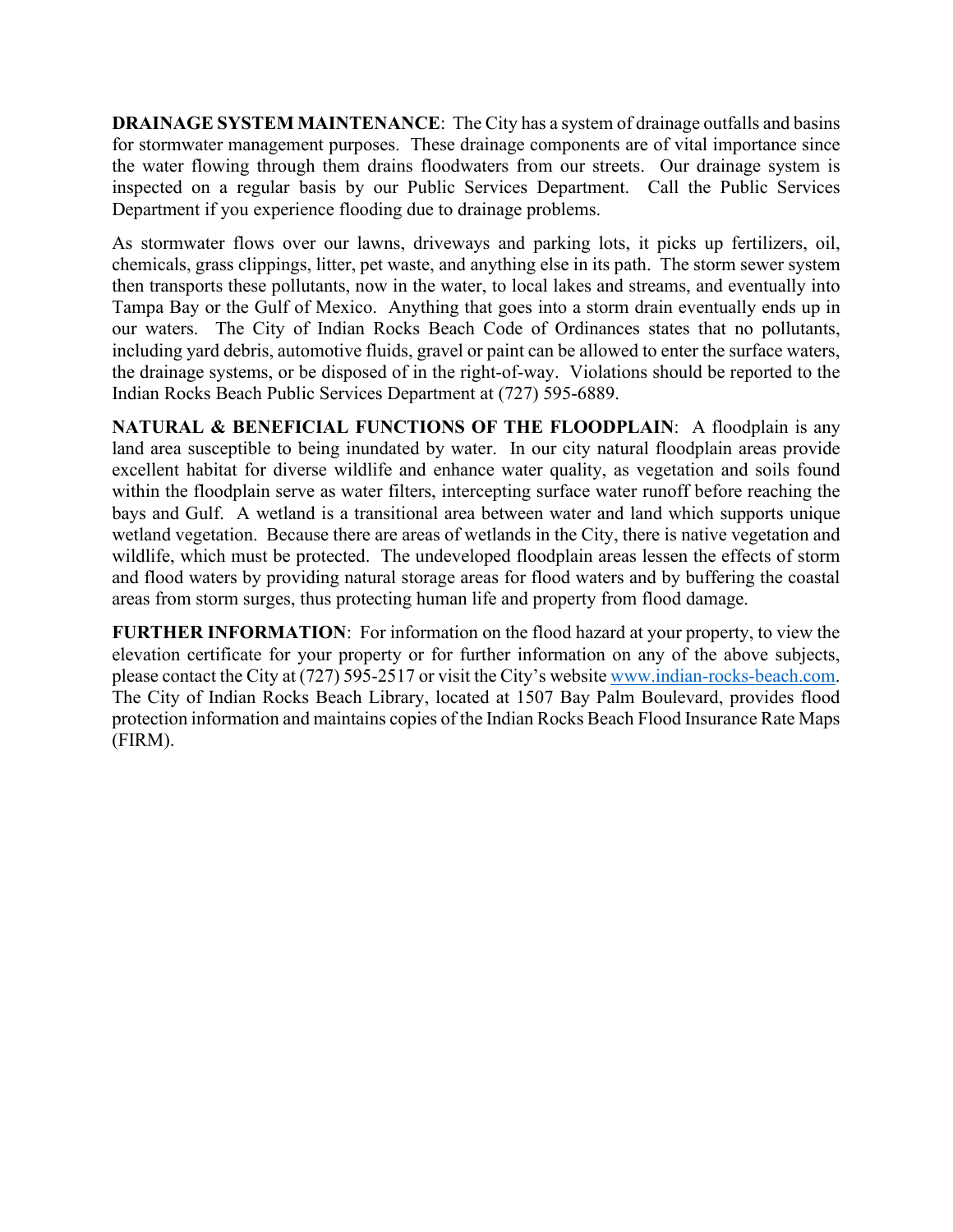**DRAINAGE SYSTEM MAINTENANCE**: The City has a system of drainage outfalls and basins for stormwater management purposes. These drainage components are of vital importance since the water flowing through them drains floodwaters from our streets. Our drainage system is inspected on a regular basis by our Public Services Department. Call the Public Services Department if you experience flooding due to drainage problems.

As stormwater flows over our lawns, driveways and parking lots, it picks up fertilizers, oil, chemicals, grass clippings, litter, pet waste, and anything else in its path. The storm sewer system then transports these pollutants, now in the water, to local lakes and streams, and eventually into Tampa Bay or the Gulf of Mexico. Anything that goes into a storm drain eventually ends up in our waters. The City of Indian Rocks Beach Code of Ordinances states that no pollutants, including yard debris, automotive fluids, gravel or paint can be allowed to enter the surface waters, the drainage systems, or be disposed of in the right-of-way. Violations should be reported to the Indian Rocks Beach Public Services Department at (727) 595-6889.

**NATURAL & BENEFICIAL FUNCTIONS OF THE FLOODPLAIN**: A floodplain is any land area susceptible to being inundated by water. In our city natural floodplain areas provide excellent habitat for diverse wildlife and enhance water quality, as vegetation and soils found within the floodplain serve as water filters, intercepting surface water runoff before reaching the bays and Gulf. A wetland is a transitional area between water and land which supports unique wetland vegetation. Because there are areas of wetlands in the City, there is native vegetation and wildlife, which must be protected. The undeveloped floodplain areas lessen the effects of storm and flood waters by providing natural storage areas for flood waters and by buffering the coastal areas from storm surges, thus protecting human life and property from flood damage.

**FURTHER INFORMATION**: For information on the flood hazard at your property, to view the elevation certificate for your property or for further information on any of the above subjects, please contact the City at (727) 595-2517 or visit the City's website [www.indian-rocks-beach.com](http://www.indian-rocks-beach.com). The City of Indian Rocks Beach Library, located at 1507 Bay Palm Boulevard, provides flood protection information and maintains copies of the Indian Rocks Beach Flood Insurance Rate Maps (FIRM).